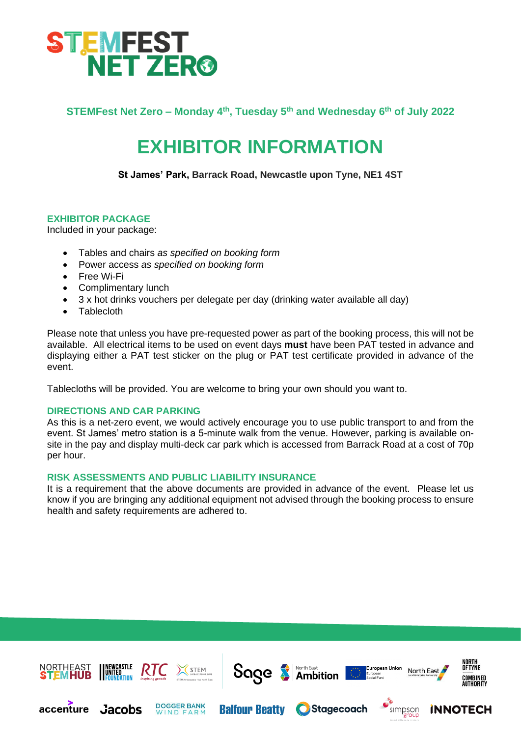# STEMFEST NET ZERO

## STEMFest Net Zero – Monday 4th, Tuesday 5th and Wednesday 6th of July 2022

# EXHIBITOR INFORMATION

**St James' Park, Barrack Road, Newcastle upon Tyne, NE1 4ST**

### EXHIBITOR PACKAGE

Included in your package:

- Tables and chairs *as specified on booking form*
- Power access *as specified on booking form*
- Free Wi-Fi
- Complimentary lunch
- 3 x hot drinks vouchers per delegate per day (drinking water available all day)
- Tablecloth

Please note that unless you have pre-requested power as part of the booking process, this will not be available. All electrical items to be used on event days **must** have been PAT tested in advance and displaying either a PAT test sticker on the plug or PAT test certificate provided in advance of the event.

Tablecloths will be provided. You are welcome to bring your own should you want to.

### DIRECTIONS AND CAR PARKING

As this is a net-zero event, we would actively encourage you to use public transport to and from the event. St James' metro station is a 5-minute walk from the venue. However, parking is available on-site in the pay and display multi-deck car park which is accessed from Barrack Road at a cost of 70p per hour.

### RISK ASSESSMENTS AND PUBLIC LIABILITY INSURANCE

It is a requirement that the above documents are provided in advance of the event. Please let us know if you are bringing any additional equipment not advised through the booking process to ensure health and safety requirements are adhered to.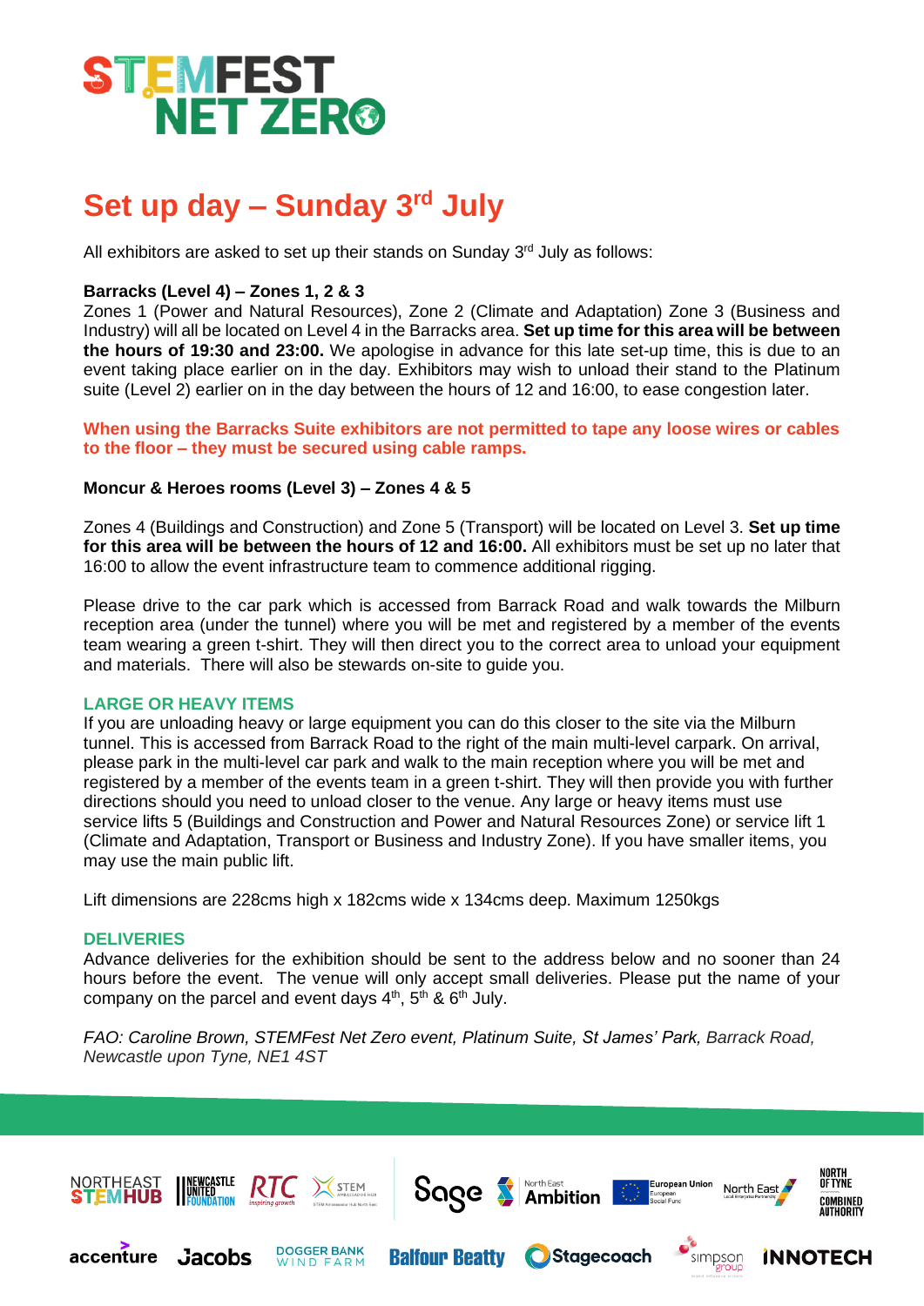# STEMFEST NET ZERO

## Set up day – Sunday 3rd July

All exhibitors are asked to set up their stands on Sunday 3rd July as follows:

**Barracks (Level 4) – Zones 1, 2 & 3**
Zones 1 (Power and Natural Resources), Zone 2 (Climate and Adaptation) Zone 3 (Business and Industry) will all be located on Level 4 in the Barracks area. **Set up time for this area will be between the hours of 19:30 and 23:00.** We apologise in advance for this late set-up time, this is due to an event taking place earlier on in the day. Exhibitors may wish to unload their stand to the Platinum suite (Level 2) earlier on in the day between the hours of 12 and 16:00, to ease congestion later.

**When using the Barracks Suite exhibitors are not permitted to tape any loose wires or cables to the floor – they must be secured using cable ramps.**

**Moncur & Heroes rooms (Level 3) – Zones 4 & 5**

Zones 4 (Buildings and Construction) and Zone 5 (Transport) will be located on Level 3. **Set up time for this area will be between the hours of 12 and 16:00.** All exhibitors must be set up no later that 16:00 to allow the event infrastructure team to commence additional rigging.

Please drive to the car park which is accessed from Barrack Road and walk towards the Milburn reception area (under the tunnel) where you will be met and registered by a member of the events team wearing a green t-shirt. They will then direct you to the correct area to unload your equipment and materials. There will also be stewards on-site to guide you.

### LARGE OR HEAVY ITEMS

If you are unloading heavy or large equipment you can do this closer to the site via the Milburn tunnel. This is accessed from Barrack Road to the right of the main multi-level carpark. On arrival, please park in the multi-level car park and walk to the main reception where you will be met and registered by a member of the events team in a green t-shirt. They will then provide you with further directions should you need to unload closer to the venue. Any large or heavy items must use service lifts 5 (Buildings and Construction and Power and Natural Resources Zone) or service lift 1 (Climate and Adaptation, Transport or Business and Industry Zone). If you have smaller items, you may use the main public lift.

Lift dimensions are 228cms high x 182cms wide x 134cms deep. Maximum 1250kgs

### DELIVERIES

Advance deliveries for the exhibition should be sent to the address below and no sooner than 24 hours before the event. The venue will only accept small deliveries. Please put the name of your company on the parcel and event days 4th, 5th & 6th July.

*FAO: Caroline Brown, STEMFest Net Zero event, Platinum Suite, St James' Park, Barrack Road, Newcastle upon Tyne, NE1 4ST*

NORTHEAST STEMHUB | NEWCASTLE UNITED FOUNDATION | RTC inspiring growth | STEM Ambassador Hub North East | Sage | North East Ambition | European Union European Social Fund | North East Local Enterprise Partnership | NORTH OF TYNE COMBINED AUTHORITY | accenture | Jacobs | DOGGER BANK WIND FARM | Balfour Beatty | Stagecoach | simpson group | INNOTECH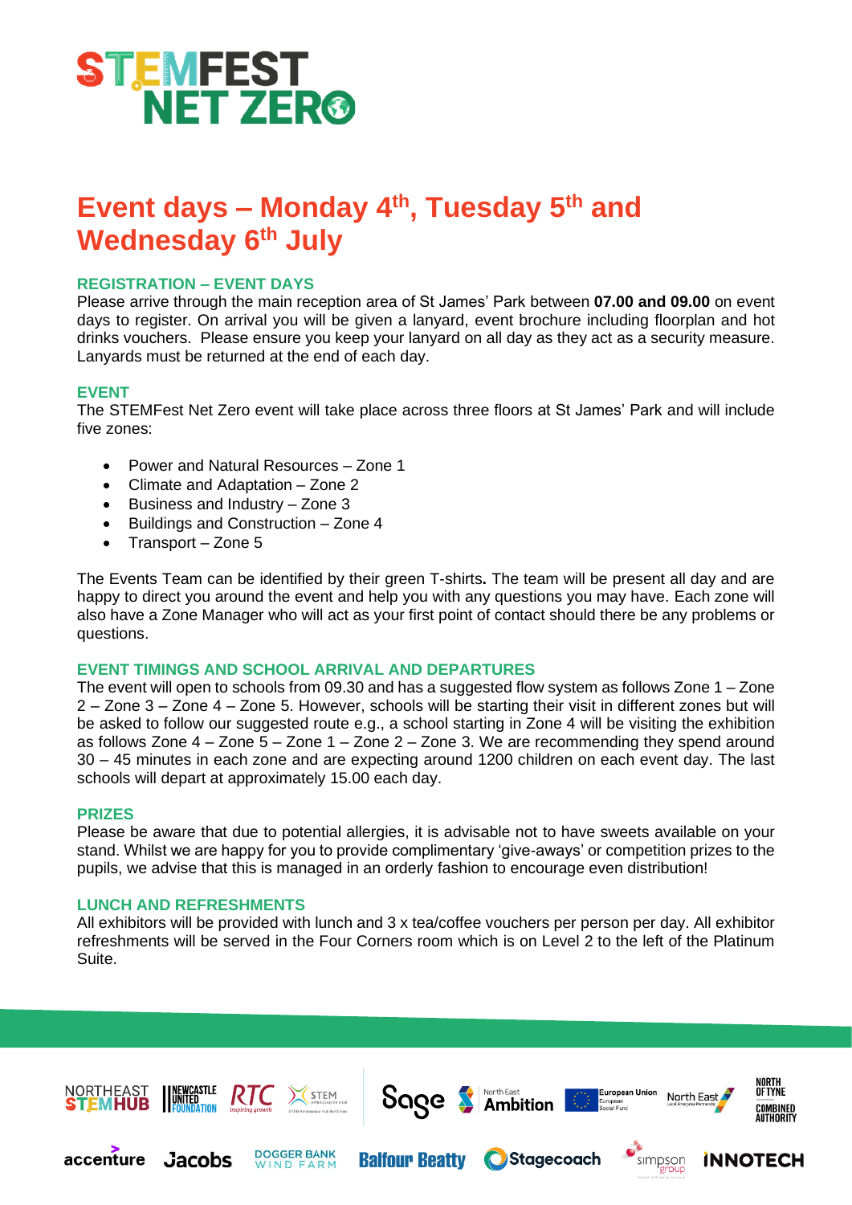# STEMFEST NET ZERO

## Event days – Monday 4th, Tuesday 5th and Wednesday 6th July

### REGISTRATION – EVENT DAYS

Please arrive through the main reception area of St James' Park between **07.00 and 09.00** on event days to register. On arrival you will be given a lanyard, event brochure including floorplan and hot drinks vouchers. Please ensure you keep your lanyard on all day as they act as a security measure. Lanyards must be returned at the end of each day.

### EVENT

The STEMFest Net Zero event will take place across three floors at St James' Park and will include five zones:

- Power and Natural Resources – Zone 1
- Climate and Adaptation – Zone 2
- Business and Industry – Zone 3
- Buildings and Construction – Zone 4
- Transport – Zone 5

The Events Team can be identified by their green T-shirts**.** The team will be present all day and are happy to direct you around the event and help you with any questions you may have. Each zone will also have a Zone Manager who will act as your first point of contact should there be any problems or questions.

### EVENT TIMINGS AND SCHOOL ARRIVAL AND DEPARTURES

The event will open to schools from 09.30 and has a suggested flow system as follows Zone 1 – Zone 2 – Zone 3 – Zone 4 – Zone 5. However, schools will be starting their visit in different zones but will be asked to follow our suggested route e.g., a school starting in Zone 4 will be visiting the exhibition as follows Zone 4 – Zone 5 – Zone 1 – Zone 2 – Zone 3. We are recommending they spend around 30 – 45 minutes in each zone and are expecting around 1200 children on each event day. The last schools will depart at approximately 15.00 each day.

### PRIZES

Please be aware that due to potential allergies, it is advisable not to have sweets available on your stand. Whilst we are happy for you to provide complimentary 'give-aways' or competition prizes to the pupils, we advise that this is managed in an orderly fashion to encourage even distribution!

### LUNCH AND REFRESHMENTS

All exhibitors will be provided with lunch and 3 x tea/coffee vouchers per person per day. All exhibitor refreshments will be served in the Four Corners room which is on Level 2 to the left of the Platinum Suite.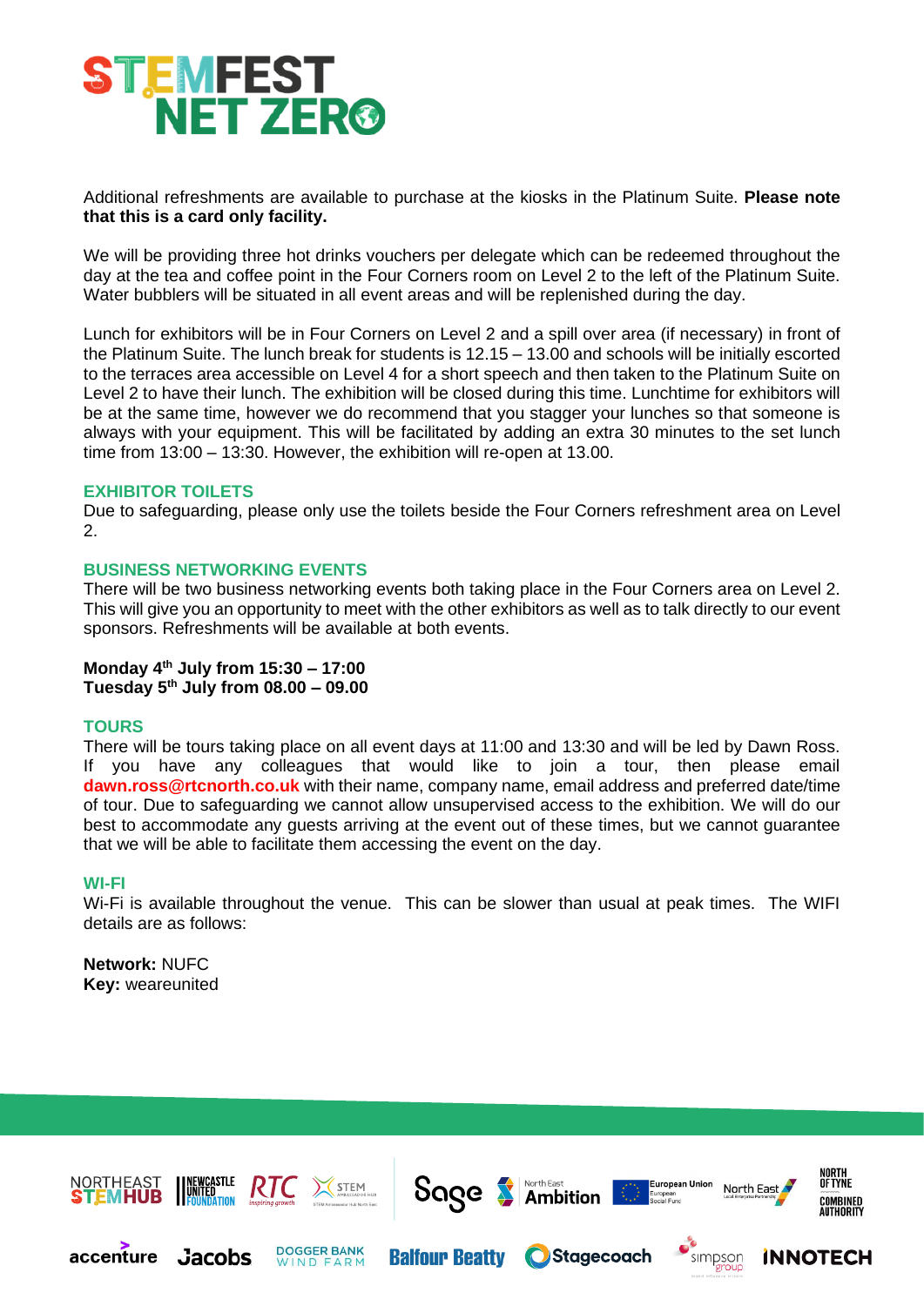Additional refreshments are available to purchase at the kiosks in the Platinum Suite. **Please note that this is a card only facility.**

We will be providing three hot drinks vouchers per delegate which can be redeemed throughout the day at the tea and coffee point in the Four Corners room on Level 2 to the left of the Platinum Suite. Water bubblers will be situated in all event areas and will be replenished during the day.

Lunch for exhibitors will be in Four Corners on Level 2 and a spill over area (if necessary) in front of the Platinum Suite. The lunch break for students is 12.15 – 13.00 and schools will be initially escorted to the terraces area accessible on Level 4 for a short speech and then taken to the Platinum Suite on Level 2 to have their lunch. The exhibition will be closed during this time. Lunchtime for exhibitors will be at the same time, however we do recommend that you stagger your lunches so that someone is always with your equipment. This will be facilitated by adding an extra 30 minutes to the set lunch time from 13:00 – 13:30. However, the exhibition will re-open at 13.00.

## EXHIBITOR TOILETS

Due to safeguarding, please only use the toilets beside the Four Corners refreshment area on Level 2.

## BUSINESS NETWORKING EVENTS

There will be two business networking events both taking place in the Four Corners area on Level 2. This will give you an opportunity to meet with the other exhibitors as well as to talk directly to our event sponsors. Refreshments will be available at both events.

**Monday 4th July from 15:30 – 17:00**
**Tuesday 5th July from 08.00 – 09.00**

## TOURS

There will be tours taking place on all event days at 11:00 and 13:30 and will be led by Dawn Ross. If you have any colleagues that would like to join a tour, then please email **dawn.ross@rtcnorth.co.uk** with their name, company name, email address and preferred date/time of tour. Due to safeguarding we cannot allow unsupervised access to the exhibition. We will do our best to accommodate any guests arriving at the event out of these times, but we cannot guarantee that we will be able to facilitate them accessing the event on the day.

## WI-FI

Wi-Fi is available throughout the venue. This can be slower than usual at peak times. The WIFI details are as follows:

**Network:** NUFC
**Key:** weareunited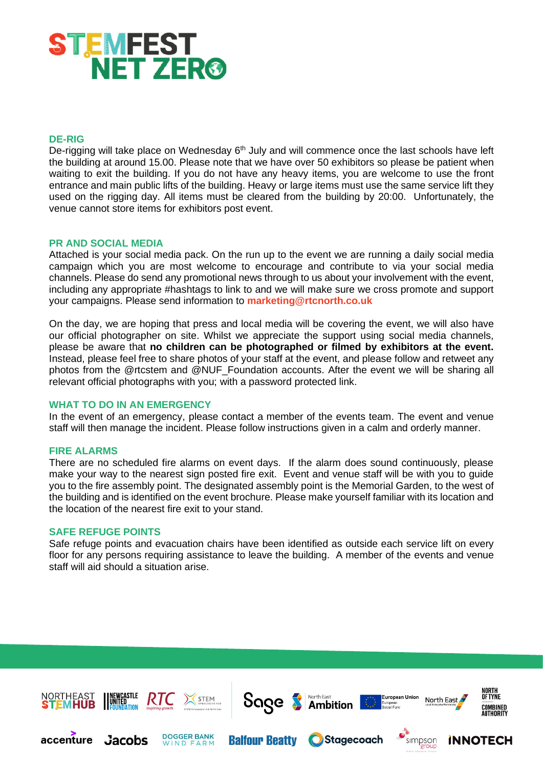## DE-RIG

De-rigging will take place on Wednesday 6th July and will commence once the last schools have left the building at around 15.00. Please note that we have over 50 exhibitors so please be patient when waiting to exit the building. If you do not have any heavy items, you are welcome to use the front entrance and main public lifts of the building. Heavy or large items must use the same service lift they used on the rigging day. All items must be cleared from the building by 20:00. Unfortunately, the venue cannot store items for exhibitors post event.

## PR AND SOCIAL MEDIA

Attached is your social media pack. On the run up to the event we are running a daily social media campaign which you are most welcome to encourage and contribute to via your social media channels. Please do send any promotional news through to us about your involvement with the event, including any appropriate #hashtags to link to and we will make sure we cross promote and support your campaigns. Please send information to **marketing@rtcnorth.co.uk**

On the day, we are hoping that press and local media will be covering the event, we will also have our official photographer on site. Whilst we appreciate the support using social media channels, please be aware that **no children can be photographed or filmed by exhibitors at the event.** Instead, please feel free to share photos of your staff at the event, and please follow and retweet any photos from the @rtcstem and @NUF_Foundation accounts. After the event we will be sharing all relevant official photographs with you; with a password protected link.

## WHAT TO DO IN AN EMERGENCY

In the event of an emergency, please contact a member of the events team. The event and venue staff will then manage the incident. Please follow instructions given in a calm and orderly manner.

## FIRE ALARMS

There are no scheduled fire alarms on event days. If the alarm does sound continuously, please make your way to the nearest sign posted fire exit. Event and venue staff will be with you to guide you to the fire assembly point. The designated assembly point is the Memorial Garden, to the west of the building and is identified on the event brochure. Please make yourself familiar with its location and the location of the nearest fire exit to your stand.

## SAFE REFUGE POINTS

Safe refuge points and evacuation chairs have been identified as outside each service lift on every floor for any persons requiring assistance to leave the building. A member of the events and venue staff will aid should a situation arise.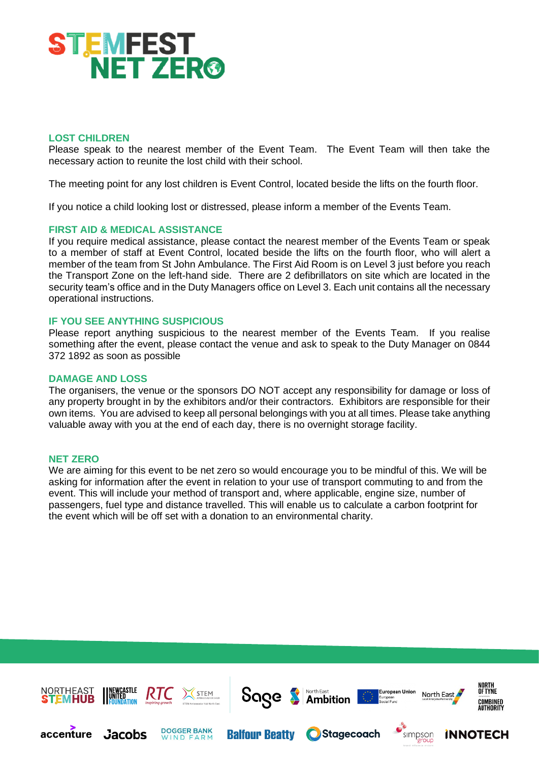## LOST CHILDREN

Please speak to the nearest member of the Event Team. The Event Team will then take the necessary action to reunite the lost child with their school.

The meeting point for any lost children is Event Control, located beside the lifts on the fourth floor.

If you notice a child looking lost or distressed, please inform a member of the Events Team.

## FIRST AID & MEDICAL ASSISTANCE

If you require medical assistance, please contact the nearest member of the Events Team or speak to a member of staff at Event Control, located beside the lifts on the fourth floor, who will alert a member of the team from St John Ambulance. The First Aid Room is on Level 3 just before you reach the Transport Zone on the left-hand side. There are 2 defibrillators on site which are located in the security team's office and in the Duty Managers office on Level 3. Each unit contains all the necessary operational instructions.

## IF YOU SEE ANYTHING SUSPICIOUS

Please report anything suspicious to the nearest member of the Events Team. If you realise something after the event, please contact the venue and ask to speak to the Duty Manager on 0844 372 1892 as soon as possible

## DAMAGE AND LOSS

The organisers, the venue or the sponsors DO NOT accept any responsibility for damage or loss of any property brought in by the exhibitors and/or their contractors. Exhibitors are responsible for their own items. You are advised to keep all personal belongings with you at all times. Please take anything valuable away with you at the end of each day, there is no overnight storage facility.

## NET ZERO

We are aiming for this event to be net zero so would encourage you to be mindful of this. We will be asking for information after the event in relation to your use of transport commuting to and from the event. This will include your method of transport and, where applicable, engine size, number of passengers, fuel type and distance travelled. This will enable us to calculate a carbon footprint for the event which will be off set with a donation to an environmental charity.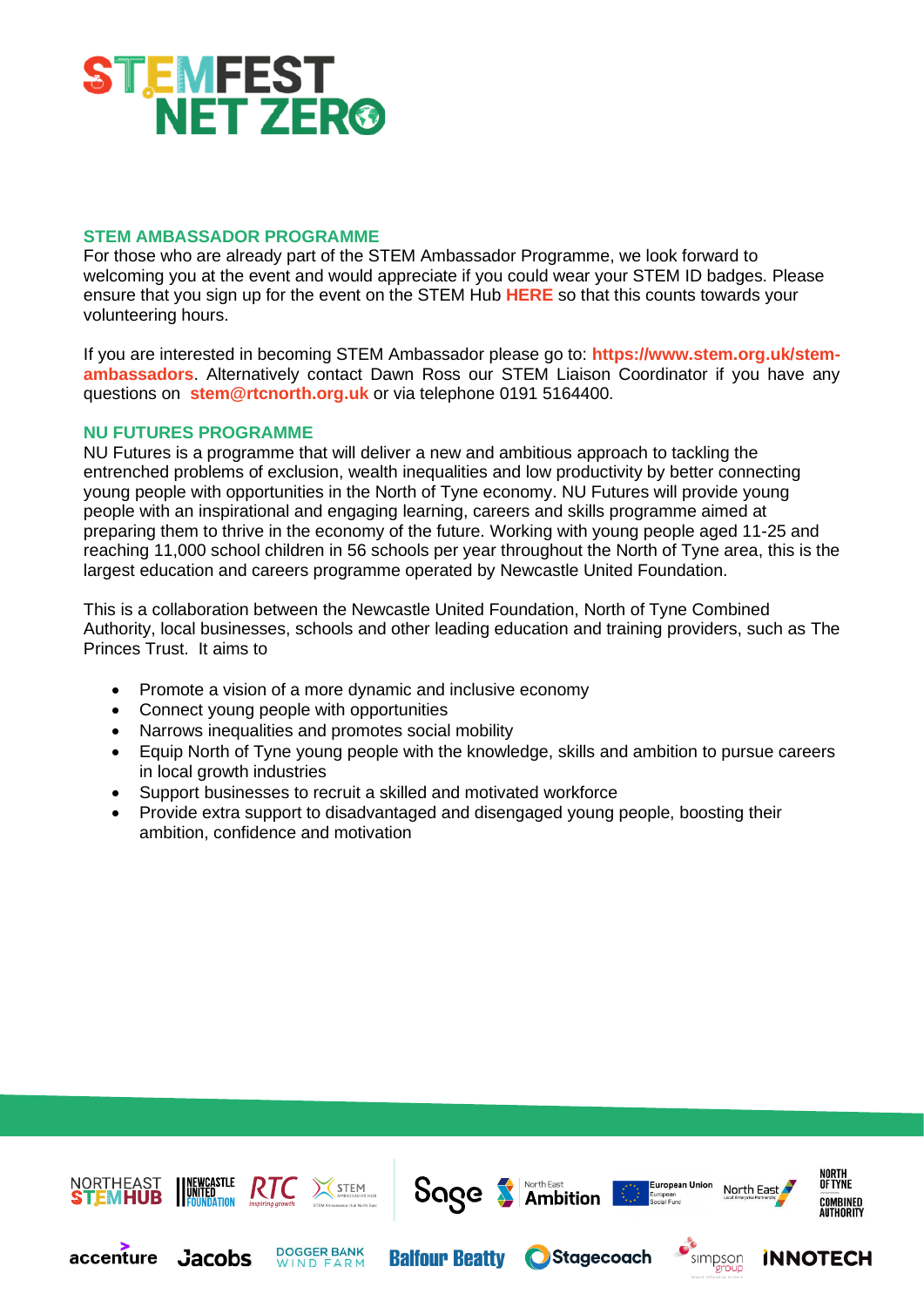## STEM AMBASSADOR PROGRAMME

For those who are already part of the STEM Ambassador Programme, we look forward to welcoming you at the event and would appreciate if you could wear your STEM ID badges. Please ensure that you sign up for the event on the STEM Hub **HERE** so that this counts towards your volunteering hours.

If you are interested in becoming STEM Ambassador please go to: **https://www.stem.org.uk/stem-ambassadors**. Alternatively contact Dawn Ross our STEM Liaison Coordinator if you have any questions on **stem@rtcnorth.org.uk** or via telephone 0191 5164400.

## NU FUTURES PROGRAMME

NU Futures is a programme that will deliver a new and ambitious approach to tackling the entrenched problems of exclusion, wealth inequalities and low productivity by better connecting young people with opportunities in the North of Tyne economy. NU Futures will provide young people with an inspirational and engaging learning, careers and skills programme aimed at preparing them to thrive in the economy of the future. Working with young people aged 11-25 and reaching 11,000 school children in 56 schools per year throughout the North of Tyne area, this is the largest education and careers programme operated by Newcastle United Foundation.

This is a collaboration between the Newcastle United Foundation, North of Tyne Combined Authority, local businesses, schools and other leading education and training providers, such as The Princes Trust. It aims to

- Promote a vision of a more dynamic and inclusive economy
- Connect young people with opportunities
- Narrows inequalities and promotes social mobility
- Equip North of Tyne young people with the knowledge, skills and ambition to pursue careers in local growth industries
- Support businesses to recruit a skilled and motivated workforce
- Provide extra support to disadvantaged and disengaged young people, boosting their ambition, confidence and motivation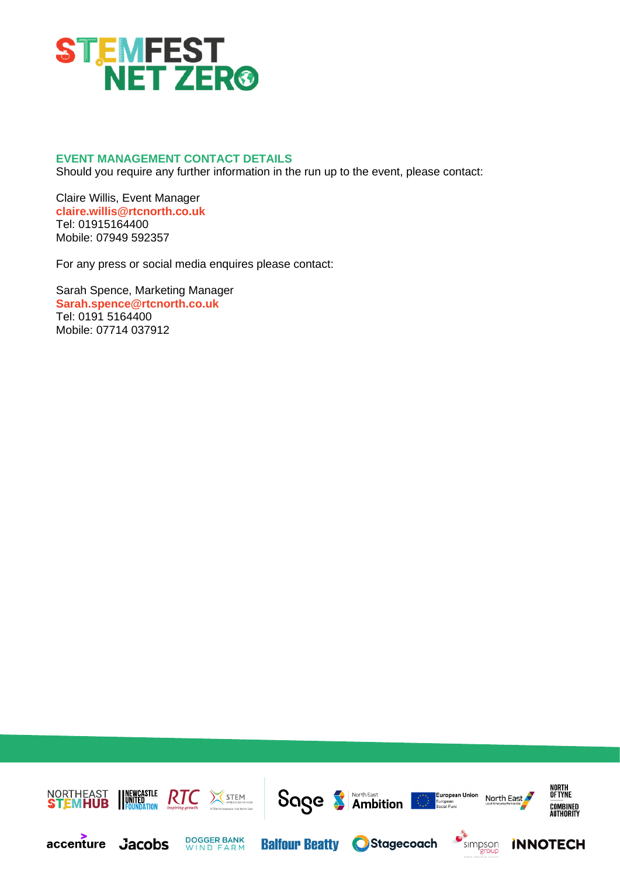## EVENT MANAGEMENT CONTACT DETAILS

Should you require any further information in the run up to the event, please contact:

Claire Willis, Event Manager
**claire.willis@rtcnorth.co.uk**
Tel: 01915164400
Mobile: 07949 592357

For any press or social media enquires please contact:

Sarah Spence, Marketing Manager
**Sarah.spence@rtcnorth.co.uk**
Tel: 0191 5164400
Mobile: 07714 037912